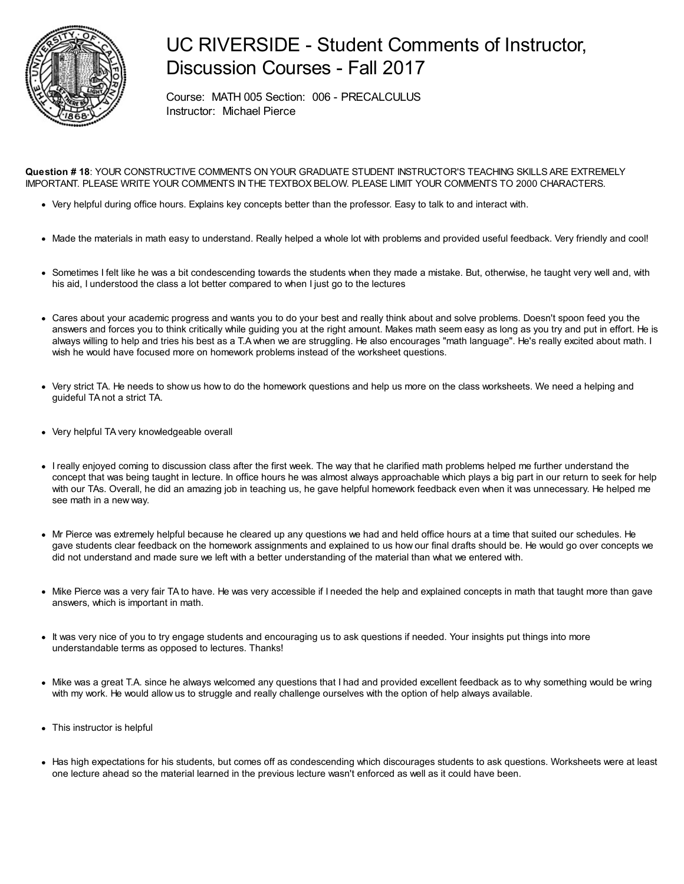# UC RIVERSIDE - Student Comments of Instructor, Discussion Courses - Fall 2017

Course: MATH 005 Section: 006 - PRECALCULUS
Instructor: Michael Pierce

**Question # 18**: YOUR CONSTRUCTIVE COMMENTS ON YOUR GRADUATE STUDENT INSTRUCTOR'S TEACHING SKILLS ARE EXTREMELY IMPORTANT. PLEASE WRITE YOUR COMMENTS IN THE TEXTBOX BELOW. PLEASE LIMIT YOUR COMMENTS TO 2000 CHARACTERS.

- Very helpful during office hours. Explains key concepts better than the professor. Easy to talk to and interact with.
- Made the materials in math easy to understand. Really helped a whole lot with problems and provided useful feedback. Very friendly and cool!
- Sometimes I felt like he was a bit condescending towards the students when they made a mistake. But, otherwise, he taught very well and, with his aid, I understood the class a lot better compared to when I just go to the lectures
- Cares about your academic progress and wants you to do your best and really think about and solve problems. Doesn't spoon feed you the answers and forces you to think critically while guiding you at the right amount. Makes math seem easy as long as you try and put in effort. He is always willing to help and tries his best as a T.A when we are struggling. He also encourages "math language". He's really excited about math. I wish he would have focused more on homework problems instead of the worksheet questions.
- Very strict TA. He needs to show us how to do the homework questions and help us more on the class worksheets. We need a helping and guideful TA not a strict TA.
- Very helpful TA very knowledgeable overall
- I really enjoyed coming to discussion class after the first week. The way that he clarified math problems helped me further understand the concept that was being taught in lecture. In office hours he was almost always approachable which plays a big part in our return to seek for help with our TAs. Overall, he did an amazing job in teaching us, he gave helpful homework feedback even when it was unnecessary. He helped me see math in a new way.
- Mr Pierce was extremely helpful because he cleared up any questions we had and held office hours at a time that suited our schedules. He gave students clear feedback on the homework assignments and explained to us how our final drafts should be. He would go over concepts we did not understand and made sure we left with a better understanding of the material than what we entered with.
- Mike Pierce was a very fair TA to have. He was very accessible if I needed the help and explained concepts in math that taught more than gave answers, which is important in math.
- It was very nice of you to try engage students and encouraging us to ask questions if needed. Your insights put things into more understandable terms as opposed to lectures. Thanks!
- Mike was a great T.A. since he always welcomed any questions that I had and provided excellent feedback as to why something would be wring with my work. He would allow us to struggle and really challenge ourselves with the option of help always available.
- This instructor is helpful
- Has high expectations for his students, but comes off as condescending which discourages students to ask questions. Worksheets were at least one lecture ahead so the material learned in the previous lecture wasn't enforced as well as it could have been.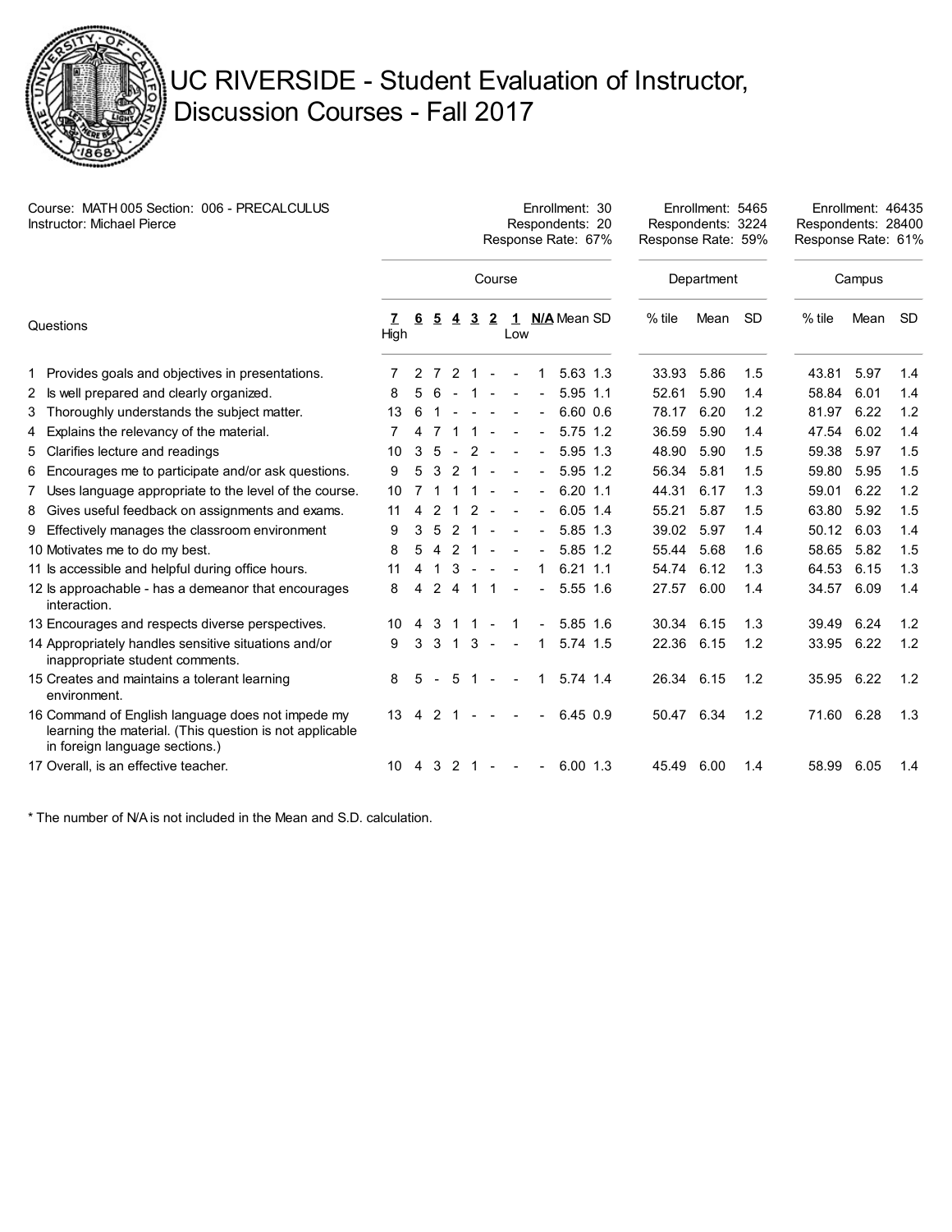# UC RIVERSIDE - Student Evaluation of Instructor, Discussion Courses - Fall 2017

Course: MATH 005 Section: 006 - PRECALCULUS
Instructor: Michael Pierce

| | Course | Department | Campus |
|---|---|---|---|
| Enrollment | 30 | 5465 | 46435 |
| Respondents | 20 | 3224 | 28400 |
| Response Rate | 67% | 59% | 61% |

| Questions | Course | | | | | | | | | | Department | | | Campus | | |
|---|---|---|---|---|---|---|---|---|---|---|---|---|---|---|---|---|
| | 7 High | 6 | 5 | 4 | 3 | 2 | 1 Low | N/A | Mean | SD | % tile | Mean | SD | % tile | Mean | SD |
| 1 Provides goals and objectives in presentations. | 7 | 2 | 7 | 2 | 1 | - | - | 1 | 5.63 | 1.3 | 33.93 | 5.86 | 1.5 | 43.81 | 5.97 | 1.4 |
| 2 Is well prepared and clearly organized. | 8 | 5 | 6 | - | 1 | - | - | - | 5.95 | 1.1 | 52.61 | 5.90 | 1.4 | 58.84 | 6.01 | 1.4 |
| 3 Thoroughly understands the subject matter. | 13 | 6 | 1 | - | - | - | - | - | 6.60 | 0.6 | 78.17 | 6.20 | 1.2 | 81.97 | 6.22 | 1.2 |
| 4 Explains the relevancy of the material. | 7 | 4 | 7 | 1 | 1 | - | - | - | 5.75 | 1.2 | 36.59 | 5.90 | 1.4 | 47.54 | 6.02 | 1.4 |
| 5 Clarifies lecture and readings | 10 | 3 | 5 | - | 2 | - | - | - | 5.95 | 1.3 | 48.90 | 5.90 | 1.5 | 59.38 | 5.97 | 1.5 |
| 6 Encourages me to participate and/or ask questions. | 9 | 5 | 3 | 2 | 1 | - | - | - | 5.95 | 1.2 | 56.34 | 5.81 | 1.5 | 59.80 | 5.95 | 1.5 |
| 7 Uses language appropriate to the level of the course. | 10 | 7 | 1 | 1 | 1 | - | - | - | 6.20 | 1.1 | 44.31 | 6.17 | 1.3 | 59.01 | 6.22 | 1.2 |
| 8 Gives useful feedback on assignments and exams. | 11 | 4 | 2 | 1 | 2 | - | - | - | 6.05 | 1.4 | 55.21 | 5.87 | 1.5 | 63.80 | 5.92 | 1.5 |
| 9 Effectively manages the classroom environment | 9 | 3 | 5 | 2 | 1 | - | - | - | 5.85 | 1.3 | 39.02 | 5.97 | 1.4 | 50.12 | 6.03 | 1.4 |
| 10 Motivates me to do my best. | 8 | 5 | 4 | 2 | 1 | - | - | - | 5.85 | 1.2 | 55.44 | 5.68 | 1.6 | 58.65 | 5.82 | 1.5 |
| 11 Is accessible and helpful during office hours. | 11 | 4 | 1 | 3 | - | - | - | 1 | 6.21 | 1.1 | 54.74 | 6.12 | 1.3 | 64.53 | 6.15 | 1.3 |
| 12 Is approachable - has a demeanor that encourages interaction. | 8 | 4 | 2 | 4 | 1 | 1 | - | - | 5.55 | 1.6 | 27.57 | 6.00 | 1.4 | 34.57 | 6.09 | 1.4 |
| 13 Encourages and respects diverse perspectives. | 10 | 4 | 3 | 1 | 1 | - | 1 | - | 5.85 | 1.6 | 30.34 | 6.15 | 1.3 | 39.49 | 6.24 | 1.2 |
| 14 Appropriately handles sensitive situations and/or inappropriate student comments. | 9 | 3 | 3 | 1 | 3 | - | - | 1 | 5.74 | 1.5 | 22.36 | 6.15 | 1.2 | 33.95 | 6.22 | 1.2 |
| 15 Creates and maintains a tolerant learning environment. | 8 | 5 | - | 5 | 1 | - | - | 1 | 5.74 | 1.4 | 26.34 | 6.15 | 1.2 | 35.95 | 6.22 | 1.2 |
| 16 Command of English language does not impede my learning the material. (This question is not applicable in foreign language sections.) | 13 | 4 | 2 | 1 | - | - | - | - | 6.45 | 0.9 | 50.47 | 6.34 | 1.2 | 71.60 | 6.28 | 1.3 |
| 17 Overall, is an effective teacher. | 10 | 4 | 3 | 2 | 1 | - | - | - | 6.00 | 1.3 | 45.49 | 6.00 | 1.4 | 58.99 | 6.05 | 1.4 |

* The number of N/A is not included in the Mean and S.D. calculation.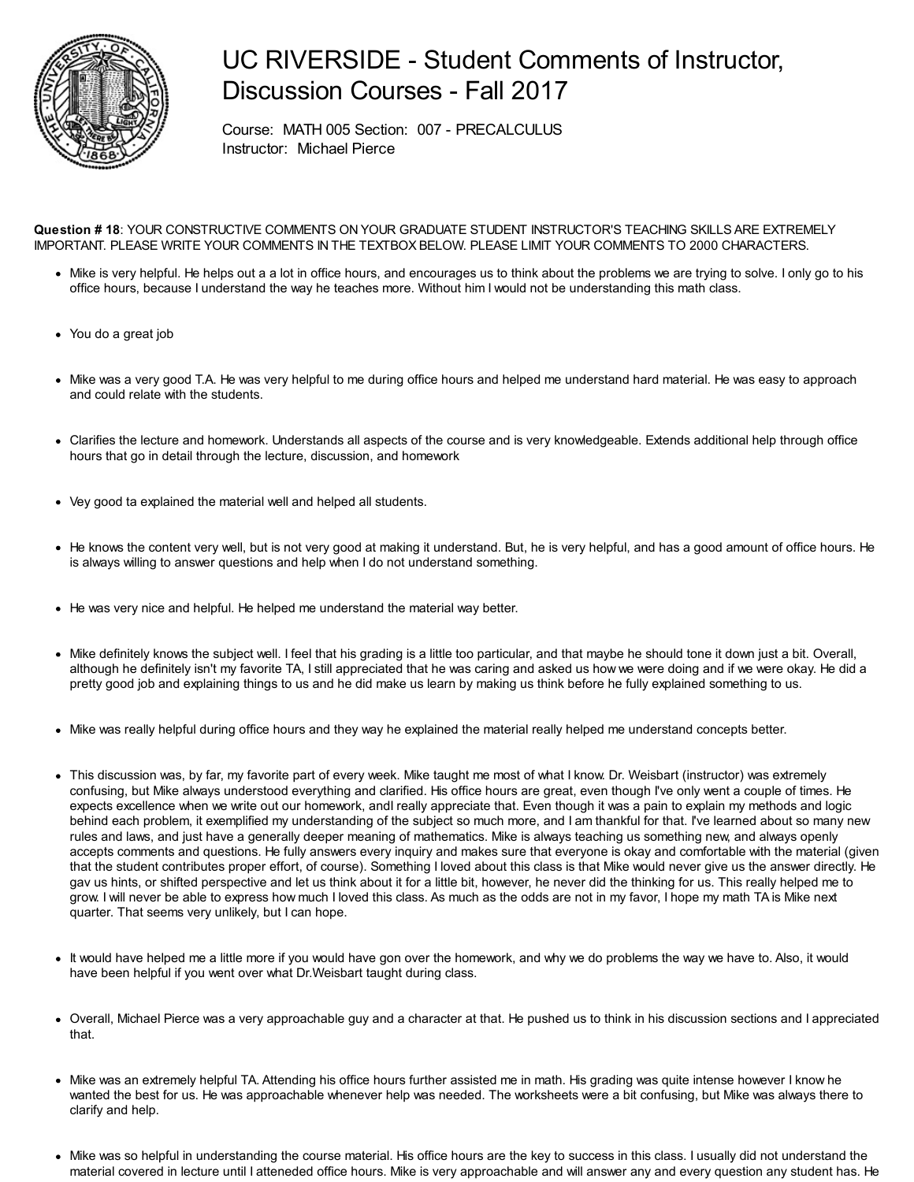# UC RIVERSIDE - Student Comments of Instructor, Discussion Courses - Fall 2017

Course: MATH 005 Section: 007 - PRECALCULUS
Instructor: Michael Pierce

**Question # 18**: YOUR CONSTRUCTIVE COMMENTS ON YOUR GRADUATE STUDENT INSTRUCTOR'S TEACHING SKILLS ARE EXTREMELY IMPORTANT. PLEASE WRITE YOUR COMMENTS IN THE TEXTBOX BELOW. PLEASE LIMIT YOUR COMMENTS TO 2000 CHARACTERS.

- Mike is very helpful. He helps out a a lot in office hours, and encourages us to think about the problems we are trying to solve. I only go to his office hours, because I understand the way he teaches more. Without him I would not be understanding this math class.
- You do a great job
- Mike was a very good T.A. He was very helpful to me during office hours and helped me understand hard material. He was easy to approach and could relate with the students.
- Clarifies the lecture and homework. Understands all aspects of the course and is very knowledgeable. Extends additional help through office hours that go in detail through the lecture, discussion, and homework
- Vey good ta explained the material well and helped all students.
- He knows the content very well, but is not very good at making it understand. But, he is very helpful, and has a good amount of office hours. He is always willing to answer questions and help when I do not understand something.
- He was very nice and helpful. He helped me understand the material way better.
- Mike definitely knows the subject well. I feel that his grading is a little too particular, and that maybe he should tone it down just a bit. Overall, although he definitely isn't my favorite TA, I still appreciated that he was caring and asked us how we were doing and if we were okay. He did a pretty good job and explaining things to us and he did make us learn by making us think before he fully explained something to us.
- Mike was really helpful during office hours and they way he explained the material really helped me understand concepts better.
- This discussion was, by far, my favorite part of every week. Mike taught me most of what I know. Dr. Weisbart (instructor) was extremely confusing, but Mike always understood everything and clarified. His office hours are great, even though I've only went a couple of times. He expects excellence when we write out our homework, andI really appreciate that. Even though it was a pain to explain my methods and logic behind each problem, it exemplified my understanding of the subject so much more, and I am thankful for that. I've learned about so many new rules and laws, and just have a generally deeper meaning of mathematics. Mike is always teaching us something new, and always openly accepts comments and questions. He fully answers every inquiry and makes sure that everyone is okay and comfortable with the material (given that the student contributes proper effort, of course). Something I loved about this class is that Mike would never give us the answer directly. He gav us hints, or shifted perspective and let us think about it for a little bit, however, he never did the thinking for us. This really helped me to grow. I will never be able to express how much I loved this class. As much as the odds are not in my favor, I hope my math TA is Mike next quarter. That seems very unlikely, but I can hope.
- It would have helped me a little more if you would have gon over the homework, and why we do problems the way we have to. Also, it would have been helpful if you went over what Dr.Weisbart taught during class.
- Overall, Michael Pierce was a very approachable guy and a character at that. He pushed us to think in his discussion sections and I appreciated that.
- Mike was an extremely helpful TA. Attending his office hours further assisted me in math. His grading was quite intense however I know he wanted the best for us. He was approachable whenever help was needed. The worksheets were a bit confusing, but Mike was always there to clarify and help.
- Mike was so helpful in understanding the course material. His office hours are the key to success in this class. I usually did not understand the material covered in lecture until I atteneded office hours. Mike is very approachable and will answer any and every question any student has. He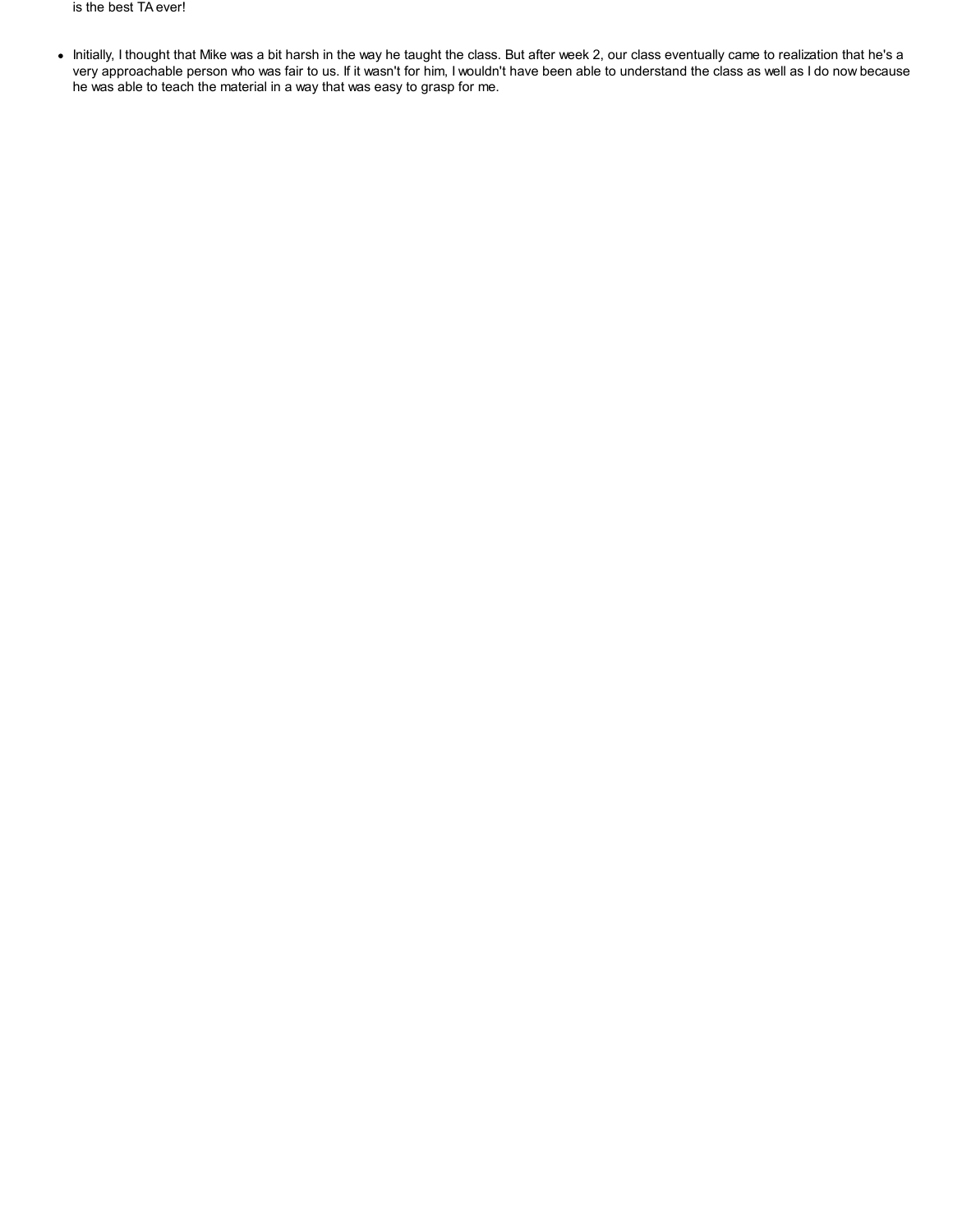is the best TA ever!

- Initially, I thought that Mike was a bit harsh in the way he taught the class. But after week 2, our class eventually came to realization that he's a very approachable person who was fair to us. If it wasn't for him, I wouldn't have been able to understand the class as well as I do now because he was able to teach the material in a way that was easy to grasp for me.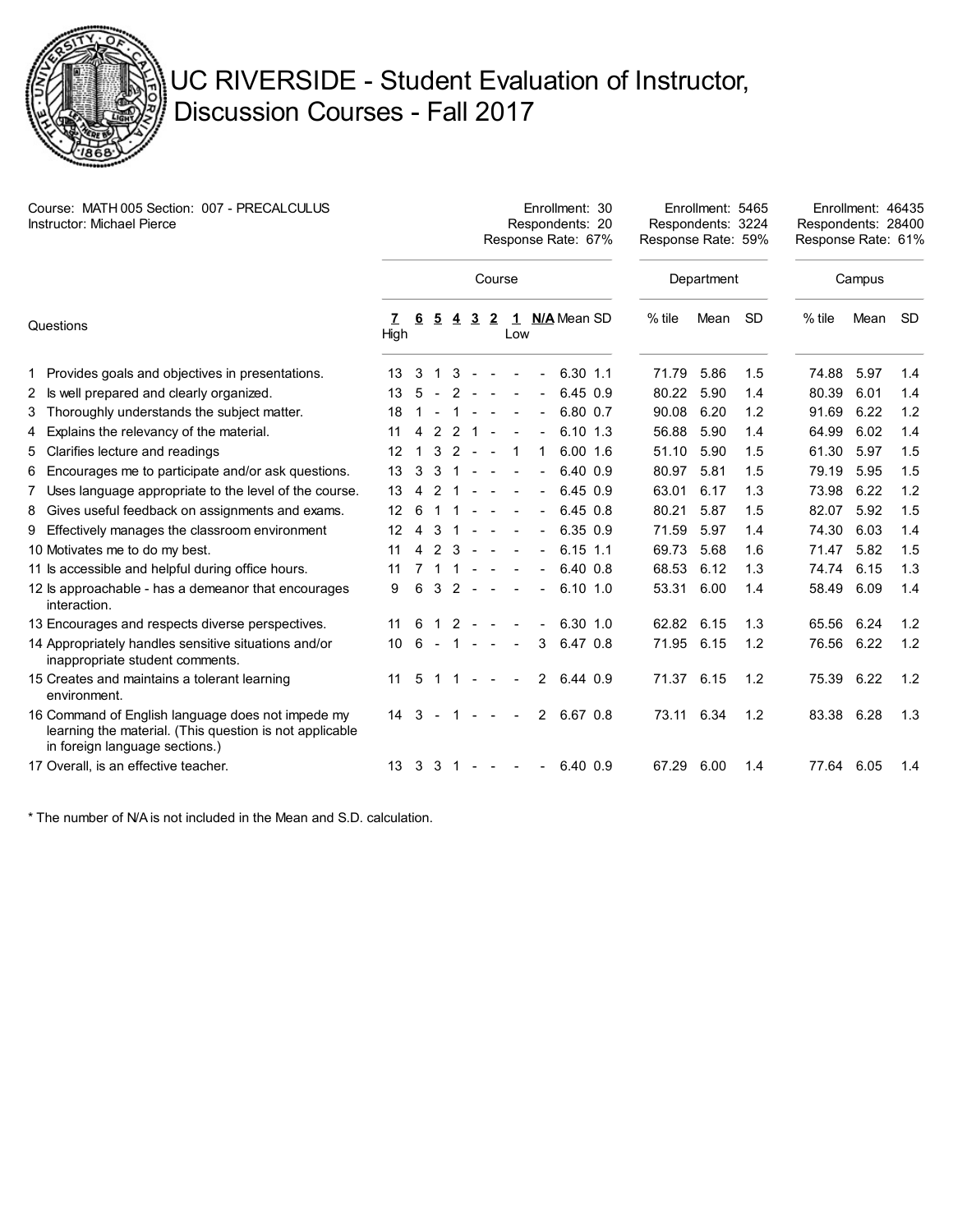# UC RIVERSIDE - Student Evaluation of Instructor, Discussion Courses - Fall 2017

Course: MATH 005 Section: 007 - PRECALCULUS
Instructor: Michael Pierce

| | Course | Department | Campus |
|---|---|---|---|
| Enrollment | 30 | 5465 | 46435 |
| Respondents | 20 | 3224 | 28400 |
| Response Rate | 67% | 59% | 61% |

| Questions | 7 High | 6 | 5 | 4 | 3 | 2 | 1 Low | N/A | Mean | SD | Department % tile | Department Mean | Department SD | Campus % tile | Campus Mean | Campus SD |
|---|---|---|---|---|---|---|---|---|---|---|---|---|---|---|---|---|
| 1 Provides goals and objectives in presentations. | 13 | 3 | 1 | 3 | - | - | - | - | 6.30 | 1.1 | 71.79 | 5.86 | 1.5 | 74.88 | 5.97 | 1.4 |
| 2 Is well prepared and clearly organized. | 13 | 5 | - | 2 | - | - | - | - | 6.45 | 0.9 | 80.22 | 5.90 | 1.4 | 80.39 | 6.01 | 1.4 |
| 3 Thoroughly understands the subject matter. | 18 | 1 | - | 1 | - | - | - | - | 6.80 | 0.7 | 90.08 | 6.20 | 1.2 | 91.69 | 6.22 | 1.2 |
| 4 Explains the relevancy of the material. | 11 | 4 | 2 | 2 | 1 | - | - | - | 6.10 | 1.3 | 56.88 | 5.90 | 1.4 | 64.99 | 6.02 | 1.4 |
| 5 Clarifies lecture and readings | 12 | 1 | 3 | 2 | - | - | 1 | 1 | 6.00 | 1.6 | 51.10 | 5.90 | 1.5 | 61.30 | 5.97 | 1.5 |
| 6 Encourages me to participate and/or ask questions. | 13 | 3 | 3 | 1 | - | - | - | - | 6.40 | 0.9 | 80.97 | 5.81 | 1.5 | 79.19 | 5.95 | 1.5 |
| 7 Uses language appropriate to the level of the course. | 13 | 4 | 2 | 1 | - | - | - | - | 6.45 | 0.9 | 63.01 | 6.17 | 1.3 | 73.98 | 6.22 | 1.2 |
| 8 Gives useful feedback on assignments and exams. | 12 | 6 | 1 | 1 | - | - | - | - | 6.45 | 0.8 | 80.21 | 5.87 | 1.5 | 82.07 | 5.92 | 1.5 |
| 9 Effectively manages the classroom environment | 12 | 4 | 3 | 1 | - | - | - | - | 6.35 | 0.9 | 71.59 | 5.97 | 1.4 | 74.30 | 6.03 | 1.4 |
| 10 Motivates me to do my best. | 11 | 4 | 2 | 3 | - | - | - | - | 6.15 | 1.1 | 69.73 | 5.68 | 1.6 | 71.47 | 5.82 | 1.5 |
| 11 Is accessible and helpful during office hours. | 11 | 7 | 1 | 1 | - | - | - | - | 6.40 | 0.8 | 68.53 | 6.12 | 1.3 | 74.74 | 6.15 | 1.3 |
| 12 Is approachable - has a demeanor that encourages interaction. | 9 | 6 | 3 | 2 | - | - | - | - | 6.10 | 1.0 | 53.31 | 6.00 | 1.4 | 58.49 | 6.09 | 1.4 |
| 13 Encourages and respects diverse perspectives. | 11 | 6 | 1 | 2 | - | - | - | - | 6.30 | 1.0 | 62.82 | 6.15 | 1.3 | 65.56 | 6.24 | 1.2 |
| 14 Appropriately handles sensitive situations and/or inappropriate student comments. | 10 | 6 | - | 1 | - | - | - | 3 | 6.47 | 0.8 | 71.95 | 6.15 | 1.2 | 76.56 | 6.22 | 1.2 |
| 15 Creates and maintains a tolerant learning environment. | 11 | 5 | 1 | 1 | - | - | - | 2 | 6.44 | 0.9 | 71.37 | 6.15 | 1.2 | 75.39 | 6.22 | 1.2 |
| 16 Command of English language does not impede my learning the material. (This question is not applicable in foreign language sections.) | 14 | 3 | - | 1 | - | - | - | 2 | 6.67 | 0.8 | 73.11 | 6.34 | 1.2 | 83.38 | 6.28 | 1.3 |
| 17 Overall, is an effective teacher. | 13 | 3 | 3 | 1 | - | - | - | - | 6.40 | 0.9 | 67.29 | 6.00 | 1.4 | 77.64 | 6.05 | 1.4 |

* The number of N/A is not included in the Mean and S.D. calculation.